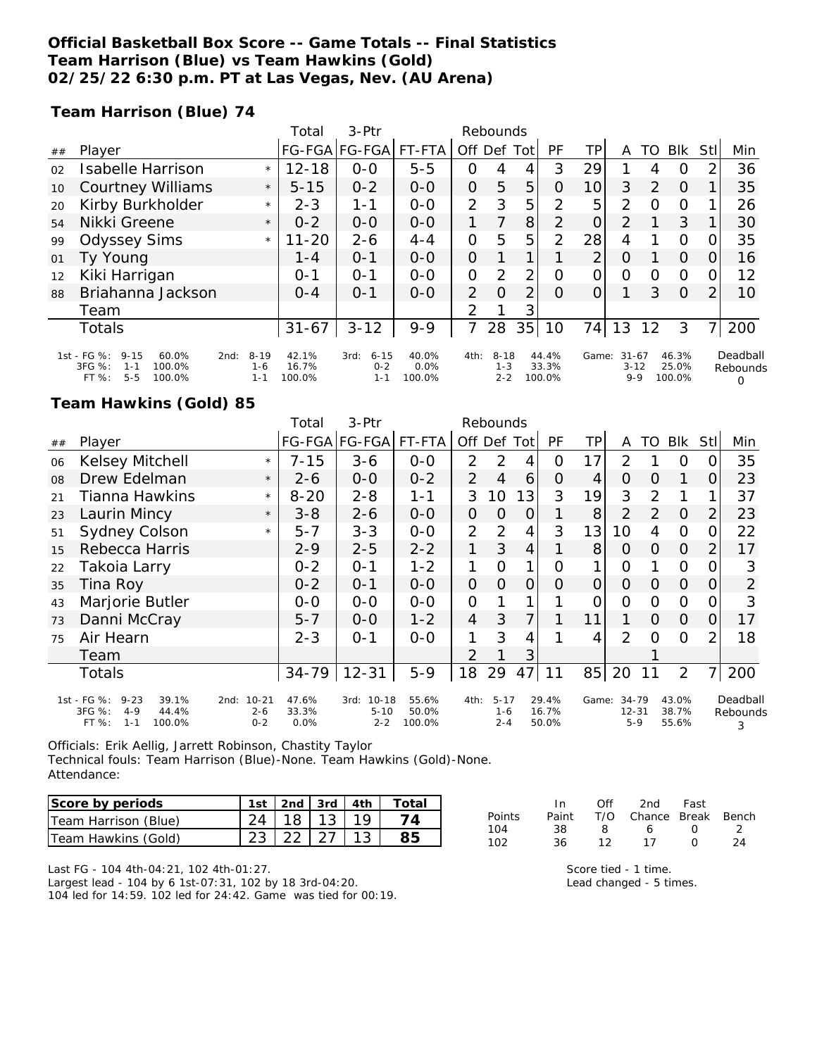**Official Basketball Box Score -- Game Totals -- Final Statistics**
**Team Harrison (Blue) vs Team Hawkins (Gold)**
**02/25/22 6:30 p.m. PT at Las Vegas, Nev. (AU Arena)**

**Team Harrison (Blue) 74**

| ## | Player | | Total FG-FGA | 3-Ptr FG-FGA | FT-FTA | Rebounds Off | Def | Tot | PF | TP | A | TO | Blk | Stl | Min |
|---|---|---|---|---|---|---|---|---|---|---|---|---|---|---|---|
| 02 | Isabelle Harrison | * | 12-18 | 0-0 | 5-5 | 0 | 4 | 4 | 3 | 29 | 1 | 4 | 0 | 2 | 36 |
| 10 | Courtney Williams | * | 5-15 | 0-2 | 0-0 | 0 | 5 | 5 | 0 | 10 | 3 | 2 | 0 | 1 | 35 |
| 20 | Kirby Burkholder | * | 2-3 | 1-1 | 0-0 | 2 | 3 | 5 | 2 | 5 | 2 | 0 | 0 | 1 | 26 |
| 54 | Nikki Greene | * | 0-2 | 0-0 | 0-0 | 1 | 7 | 8 | 2 | 0 | 2 | 1 | 3 | 1 | 30 |
| 99 | Odyssey Sims | * | 11-20 | 2-6 | 4-4 | 0 | 5 | 5 | 2 | 28 | 4 | 1 | 0 | 0 | 35 |
| 01 | Ty Young | | 1-4 | 0-1 | 0-0 | 0 | 1 | 1 | 1 | 2 | 0 | 1 | 0 | 0 | 16 |
| 12 | Kiki Harrigan | | 0-1 | 0-1 | 0-0 | 0 | 2 | 2 | 0 | 0 | 0 | 0 | 0 | 0 | 12 |
| 88 | Briahanna Jackson | | 0-4 | 0-1 | 0-0 | 2 | 0 | 2 | 0 | 0 | 1 | 3 | 0 | 2 | 10 |
| | Team | | | | | 2 | 1 | 3 | | | | | | | |
| | Totals | | 31-67 | 3-12 | 9-9 | 7 | 28 | 35 | 10 | 74 | 13 | 12 | 3 | 7 | 200 |

| | FG % | 3FG % | FT % |
|---|---|---|---|
| 1st | 9-15 60.0% | 1-1 100.0% | 5-5 100.0% |
| 2nd | 8-19 42.1% | 1-6 16.7% | 1-1 100.0% |
| 3rd | 6-15 40.0% | 0-2 0.0% | 1-1 100.0% |
| 4th | 8-18 44.4% | 1-3 33.3% | 2-2 100.0% |
| Game | 31-67 46.3% | 3-12 25.0% | 9-9 100.0% |

Deadball Rebounds: 0

**Team Hawkins (Gold) 85**

| ## | Player | | Total FG-FGA | 3-Ptr FG-FGA | FT-FTA | Rebounds Off | Def | Tot | PF | TP | A | TO | Blk | Stl | Min |
|---|---|---|---|---|---|---|---|---|---|---|---|---|---|---|---|
| 06 | Kelsey Mitchell | * | 7-15 | 3-6 | 0-0 | 2 | 2 | 4 | 0 | 17 | 2 | 1 | 0 | 0 | 35 |
| 08 | Drew Edelman | * | 2-6 | 0-0 | 0-2 | 2 | 4 | 6 | 0 | 4 | 0 | 0 | 1 | 0 | 23 |
| 21 | Tianna Hawkins | * | 8-20 | 2-8 | 1-1 | 3 | 10 | 13 | 3 | 19 | 3 | 2 | 1 | 1 | 37 |
| 23 | Laurin Mincy | * | 3-8 | 2-6 | 0-0 | 0 | 0 | 0 | 1 | 8 | 2 | 2 | 0 | 2 | 23 |
| 51 | Sydney Colson | * | 5-7 | 3-3 | 0-0 | 2 | 2 | 4 | 3 | 13 | 10 | 4 | 0 | 0 | 22 |
| 15 | Rebecca Harris | | 2-9 | 2-5 | 2-2 | 1 | 3 | 4 | 1 | 8 | 0 | 0 | 0 | 2 | 17 |
| 22 | Takoia Larry | | 0-2 | 0-1 | 1-2 | 1 | 0 | 1 | 0 | 1 | 0 | 1 | 0 | 0 | 3 |
| 35 | Tina Roy | | 0-2 | 0-1 | 0-0 | 0 | 0 | 0 | 0 | 0 | 0 | 0 | 0 | 0 | 2 |
| 43 | Marjorie Butler | | 0-0 | 0-0 | 0-0 | 0 | 1 | 1 | 1 | 0 | 0 | 0 | 0 | 0 | 3 |
| 73 | Danni McCray | | 5-7 | 0-0 | 1-2 | 4 | 3 | 7 | 1 | 11 | 1 | 0 | 0 | 0 | 17 |
| 75 | Air Hearn | | 2-3 | 0-1 | 0-0 | 1 | 3 | 4 | 1 | 4 | 2 | 0 | 0 | 2 | 18 |
| | Team | | | | | 2 | 1 | 3 | | | | 1 | | | |
| | Totals | | 34-79 | 12-31 | 5-9 | 18 | 29 | 47 | 11 | 85 | 20 | 11 | 2 | 7 | 200 |

| | FG % | 3FG % | FT % |
|---|---|---|---|
| 1st | 9-23 39.1% | 4-9 44.4% | 1-1 100.0% |
| 2nd | 10-21 47.6% | 2-6 33.3% | 0-2 0.0% |
| 3rd | 10-18 55.6% | 5-10 50.0% | 2-2 100.0% |
| 4th | 5-17 29.4% | 1-6 16.7% | 2-4 50.0% |
| Game | 34-79 43.0% | 12-31 38.7% | 5-9 55.6% |

Deadball Rebounds: 3

Officials: Erik Aellig, Jarrett Robinson, Chastity Taylor
Technical fouls: Team Harrison (Blue)-None. Team Hawkins (Gold)-None.
Attendance:

| Score by periods | 1st | 2nd | 3rd | 4th | Total |
|---|---|---|---|---|---|
| Team Harrison (Blue) | 24 | 18 | 13 | 19 | 74 |
| Team Hawkins (Gold) | 23 | 22 | 27 | 13 | 85 |

| Points | In Paint | Off T/O | 2nd Chance | Fast Break | Bench |
|---|---|---|---|---|---|
| 104 | 38 | 8 | 6 | 0 | 2 |
| 102 | 36 | 12 | 17 | 0 | 24 |

Last FG - 104 4th-04:21, 102 4th-01:27.
Largest lead - 104 by 6 1st-07:31, 102 by 18 3rd-04:20.
104 led for 14:59. 102 led for 24:42. Game was tied for 00:19.

Score tied - 1 time.
Lead changed - 5 times.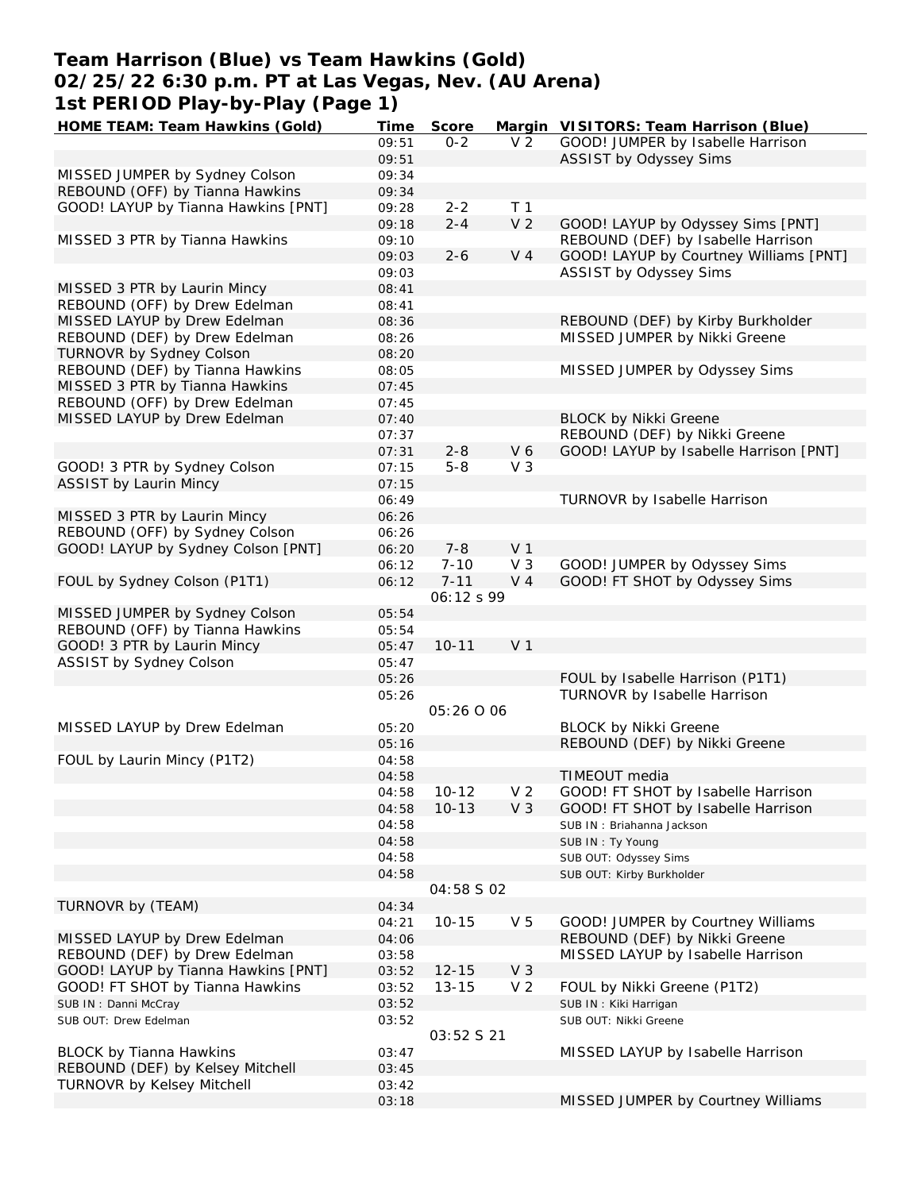# Team Harrison (Blue) vs Team Hawkins (Gold)
## 02/25/22 6:30 p.m. PT at Las Vegas, Nev. (AU Arena)
## 1st PERIOD Play-by-Play (Page 1)

| HOME TEAM: Team Hawkins (Gold) | Time | Score | Margin | VISITORS: Team Harrison (Blue) |
|---|---|---|---|---|
| | 09:51 | 0-2 | V 2 | GOOD! JUMPER by Isabelle Harrison |
| | 09:51 | | | ASSIST by Odyssey Sims |
| MISSED JUMPER by Sydney Colson | 09:34 | | | |
| REBOUND (OFF) by Tianna Hawkins | 09:34 | | | |
| GOOD! LAYUP by Tianna Hawkins [PNT] | 09:28 | 2-2 | T 1 | |
| | 09:18 | 2-4 | V 2 | GOOD! LAYUP by Odyssey Sims [PNT] |
| MISSED 3 PTR by Tianna Hawkins | 09:10 | | | REBOUND (DEF) by Isabelle Harrison |
| | 09:03 | 2-6 | V 4 | GOOD! LAYUP by Courtney Williams [PNT] |
| | 09:03 | | | ASSIST by Odyssey Sims |
| MISSED 3 PTR by Laurin Mincy | 08:41 | | | |
| REBOUND (OFF) by Drew Edelman | 08:41 | | | |
| MISSED LAYUP by Drew Edelman | 08:36 | | | REBOUND (DEF) by Kirby Burkholder |
| REBOUND (DEF) by Drew Edelman | 08:26 | | | MISSED JUMPER by Nikki Greene |
| TURNOVR by Sydney Colson | 08:20 | | | |
| REBOUND (DEF) by Tianna Hawkins | 08:05 | | | MISSED JUMPER by Odyssey Sims |
| MISSED 3 PTR by Tianna Hawkins | 07:45 | | | |
| REBOUND (OFF) by Drew Edelman | 07:45 | | | |
| MISSED LAYUP by Drew Edelman | 07:40 | | | BLOCK by Nikki Greene |
| | 07:37 | | | REBOUND (DEF) by Nikki Greene |
| | 07:31 | 2-8 | V 6 | GOOD! LAYUP by Isabelle Harrison [PNT] |
| GOOD! 3 PTR by Sydney Colson | 07:15 | 5-8 | V 3 | |
| ASSIST by Laurin Mincy | 07:15 | | | |
| | 06:49 | | | TURNOVR by Isabelle Harrison |
| MISSED 3 PTR by Laurin Mincy | 06:26 | | | |
| REBOUND (OFF) by Sydney Colson | 06:26 | | | |
| GOOD! LAYUP by Sydney Colson [PNT] | 06:20 | 7-8 | V 1 | |
| | 06:12 | 7-10 | V 3 | GOOD! JUMPER by Odyssey Sims |
| FOUL by Sydney Colson (P1T1) | 06:12 | 7-11 | V 4 | GOOD! FT SHOT by Odyssey Sims |
| | | 06:12 s 99 | | |
| MISSED JUMPER by Sydney Colson | 05:54 | | | |
| REBOUND (OFF) by Tianna Hawkins | 05:54 | | | |
| GOOD! 3 PTR by Laurin Mincy | 05:47 | 10-11 | V 1 | |
| ASSIST by Sydney Colson | 05:47 | | | |
| | 05:26 | | | FOUL by Isabelle Harrison (P1T1) |
| | 05:26 | | | TURNOVR by Isabelle Harrison |
| | | 05:26 O 06 | | |
| MISSED LAYUP by Drew Edelman | 05:20 | | | BLOCK by Nikki Greene |
| | 05:16 | | | REBOUND (DEF) by Nikki Greene |
| FOUL by Laurin Mincy (P1T2) | 04:58 | | | |
| | 04:58 | | | TIMEOUT media |
| | 04:58 | 10-12 | V 2 | GOOD! FT SHOT by Isabelle Harrison |
| | 04:58 | 10-13 | V 3 | GOOD! FT SHOT by Isabelle Harrison |
| | 04:58 | | | SUB IN : Briahanna Jackson |
| | 04:58 | | | SUB IN : Ty Young |
| | 04:58 | | | SUB OUT: Odyssey Sims |
| | 04:58 | | | SUB OUT: Kirby Burkholder |
| | | 04:58 S 02 | | |
| TURNOVR by (TEAM) | 04:34 | | | |
| | 04:21 | 10-15 | V 5 | GOOD! JUMPER by Courtney Williams |
| MISSED LAYUP by Drew Edelman | 04:06 | | | REBOUND (DEF) by Nikki Greene |
| REBOUND (DEF) by Drew Edelman | 03:58 | | | MISSED LAYUP by Isabelle Harrison |
| GOOD! LAYUP by Tianna Hawkins [PNT] | 03:52 | 12-15 | V 3 | |
| GOOD! FT SHOT by Tianna Hawkins | 03:52 | 13-15 | V 2 | FOUL by Nikki Greene (P1T2) |
| SUB IN : Danni McCray | 03:52 | | | SUB IN : Kiki Harrigan |
| SUB OUT: Drew Edelman | 03:52 | | | SUB OUT: Nikki Greene |
| | | 03:52 S 21 | | |
| BLOCK by Tianna Hawkins | 03:47 | | | MISSED LAYUP by Isabelle Harrison |
| REBOUND (DEF) by Kelsey Mitchell | 03:45 | | | |
| TURNOVR by Kelsey Mitchell | 03:42 | | | |
| | 03:18 | | | MISSED JUMPER by Courtney Williams |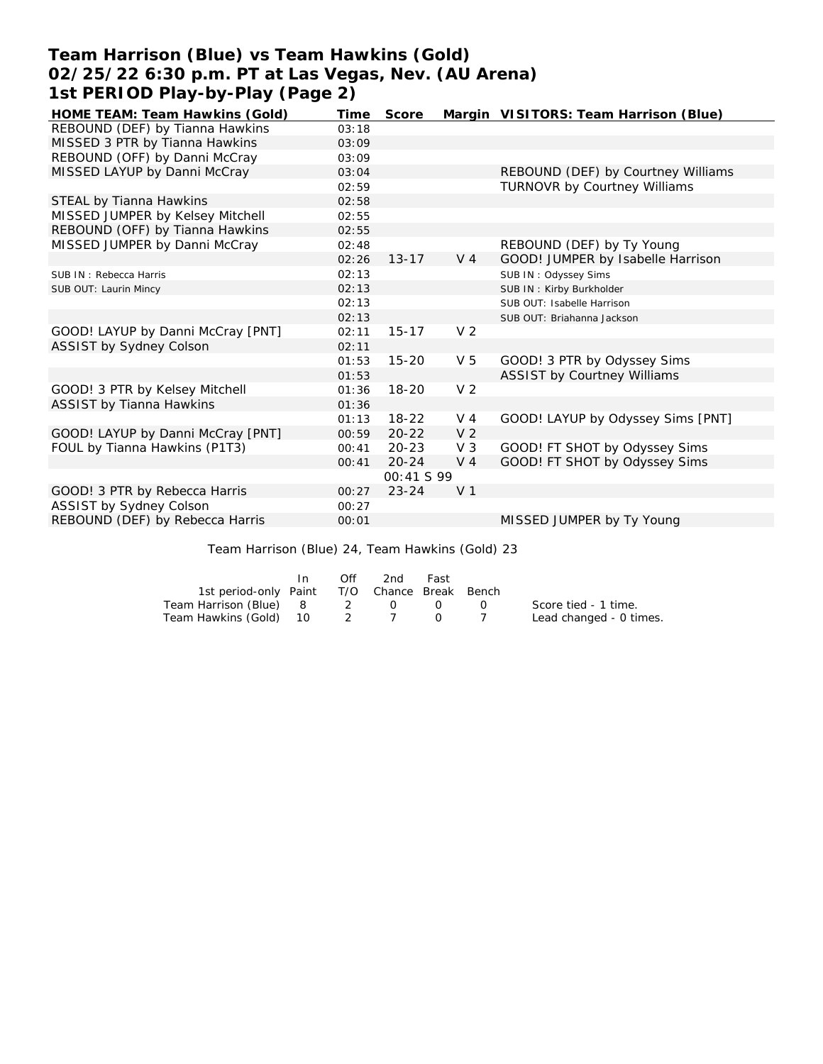# Team Harrison (Blue) vs Team Hawkins (Gold)
## 02/25/22 6:30 p.m. PT at Las Vegas, Nev. (AU Arena)
## 1st PERIOD Play-by-Play (Page 2)

| HOME TEAM: Team Hawkins (Gold) | Time | Score | Margin | VISITORS: Team Harrison (Blue) |
|---|---|---|---|---|
| REBOUND (DEF) by Tianna Hawkins | 03:18 | | | |
| MISSED 3 PTR by Tianna Hawkins | 03:09 | | | |
| REBOUND (OFF) by Danni McCray | 03:09 | | | |
| MISSED LAYUP by Danni McCray | 03:04 | | | REBOUND (DEF) by Courtney Williams |
| | 02:59 | | | TURNOVR by Courtney Williams |
| STEAL by Tianna Hawkins | 02:58 | | | |
| MISSED JUMPER by Kelsey Mitchell | 02:55 | | | |
| REBOUND (OFF) by Tianna Hawkins | 02:55 | | | |
| MISSED JUMPER by Danni McCray | 02:48 | | | REBOUND (DEF) by Ty Young |
| | 02:26 | 13-17 | V 4 | GOOD! JUMPER by Isabelle Harrison |
| SUB IN : Rebecca Harris | 02:13 | | | SUB IN : Odyssey Sims |
| SUB OUT: Laurin Mincy | 02:13 | | | SUB IN : Kirby Burkholder |
| | 02:13 | | | SUB OUT: Isabelle Harrison |
| | 02:13 | | | SUB OUT: Briahanna Jackson |
| GOOD! LAYUP by Danni McCray [PNT] | 02:11 | 15-17 | V 2 | |
| ASSIST by Sydney Colson | 02:11 | | | |
| | 01:53 | 15-20 | V 5 | GOOD! 3 PTR by Odyssey Sims |
| | 01:53 | | | ASSIST by Courtney Williams |
| GOOD! 3 PTR by Kelsey Mitchell | 01:36 | 18-20 | V 2 | |
| ASSIST by Tianna Hawkins | 01:36 | | | |
| | 01:13 | 18-22 | V 4 | GOOD! LAYUP by Odyssey Sims [PNT] |
| GOOD! LAYUP by Danni McCray [PNT] | 00:59 | 20-22 | V 2 | |
| FOUL by Tianna Hawkins (P1T3) | 00:41 | 20-23 | V 3 | GOOD! FT SHOT by Odyssey Sims |
| | 00:41 | 20-24 | V 4 | GOOD! FT SHOT by Odyssey Sims |
| | | 00:41 S 99 | | |
| GOOD! 3 PTR by Rebecca Harris | 00:27 | 23-24 | V 1 | |
| ASSIST by Sydney Colson | 00:27 | | | |
| REBOUND (DEF) by Rebecca Harris | 00:01 | | | MISSED JUMPER by Ty Young |

Team Harrison (Blue) 24, Team Hawkins (Gold) 23

| 1st period-only | In Paint | Off T/O | 2nd Chance | Fast Break | Bench |
|---|---|---|---|---|---|
| Team Harrison (Blue) | 8 | 2 | 0 | 0 | 0 |
| Team Hawkins (Gold) | 10 | 2 | 7 | 0 | 7 |

Score tied - 1 time.
Lead changed - 0 times.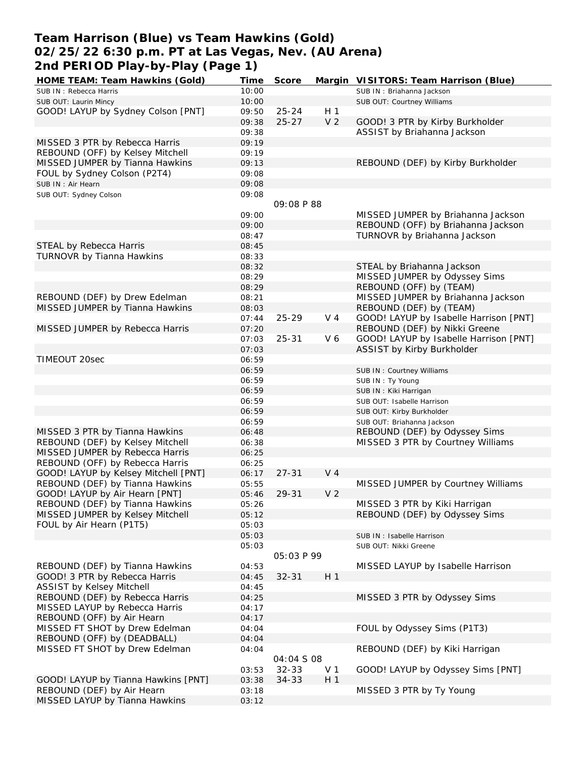# Team Harrison (Blue) vs Team Hawkins (Gold)
## 02/25/22 6:30 p.m. PT at Las Vegas, Nev. (AU Arena)
## 2nd PERIOD Play-by-Play (Page 1)

| HOME TEAM: Team Hawkins (Gold) | Time | Score | Margin | VISITORS: Team Harrison (Blue) |
|---|---|---|---|---|
| SUB IN : Rebecca Harris | 10:00 | | | SUB IN : Briahanna Jackson |
| SUB OUT: Laurin Mincy | 10:00 | | | SUB OUT: Courtney Williams |
| GOOD! LAYUP by Sydney Colson [PNT] | 09:50 | 25-24 | H 1 | |
| | 09:38 | 25-27 | V 2 | GOOD! 3 PTR by Kirby Burkholder |
| | 09:38 | | | ASSIST by Briahanna Jackson |
| MISSED 3 PTR by Rebecca Harris | 09:19 | | | |
| REBOUND (OFF) by Kelsey Mitchell | 09:19 | | | |
| MISSED JUMPER by Tianna Hawkins | 09:13 | | | REBOUND (DEF) by Kirby Burkholder |
| FOUL by Sydney Colson (P2T4) | 09:08 | | | |
| SUB IN : Air Hearn | 09:08 | | | |
| SUB OUT: Sydney Colson | 09:08 | | | |
| | | 09:08 P 88 | | |
| | 09:00 | | | MISSED JUMPER by Briahanna Jackson |
| | 09:00 | | | REBOUND (OFF) by Briahanna Jackson |
| | 08:47 | | | TURNOVR by Briahanna Jackson |
| STEAL by Rebecca Harris | 08:45 | | | |
| TURNOVR by Tianna Hawkins | 08:33 | | | |
| | 08:32 | | | STEAL by Briahanna Jackson |
| | 08:29 | | | MISSED JUMPER by Odyssey Sims |
| | 08:29 | | | REBOUND (OFF) by (TEAM) |
| REBOUND (DEF) by Drew Edelman | 08:21 | | | MISSED JUMPER by Briahanna Jackson |
| MISSED JUMPER by Tianna Hawkins | 08:03 | | | REBOUND (DEF) by (TEAM) |
| | 07:44 | 25-29 | V 4 | GOOD! LAYUP by Isabelle Harrison [PNT] |
| MISSED JUMPER by Rebecca Harris | 07:20 | | | REBOUND (DEF) by Nikki Greene |
| | 07:03 | 25-31 | V 6 | GOOD! LAYUP by Isabelle Harrison [PNT] |
| | 07:03 | | | ASSIST by Kirby Burkholder |
| TIMEOUT 20sec | 06:59 | | | |
| | 06:59 | | | SUB IN : Courtney Williams |
| | 06:59 | | | SUB IN : Ty Young |
| | 06:59 | | | SUB IN : Kiki Harrigan |
| | 06:59 | | | SUB OUT: Isabelle Harrison |
| | 06:59 | | | SUB OUT: Kirby Burkholder |
| | 06:59 | | | SUB OUT: Briahanna Jackson |
| MISSED 3 PTR by Tianna Hawkins | 06:48 | | | REBOUND (DEF) by Odyssey Sims |
| REBOUND (DEF) by Kelsey Mitchell | 06:38 | | | MISSED 3 PTR by Courtney Williams |
| MISSED JUMPER by Rebecca Harris | 06:25 | | | |
| REBOUND (OFF) by Rebecca Harris | 06:25 | | | |
| GOOD! LAYUP by Kelsey Mitchell [PNT] | 06:17 | 27-31 | V 4 | |
| REBOUND (DEF) by Tianna Hawkins | 05:55 | | | MISSED JUMPER by Courtney Williams |
| GOOD! LAYUP by Air Hearn [PNT] | 05:46 | 29-31 | V 2 | |
| REBOUND (DEF) by Tianna Hawkins | 05:26 | | | MISSED 3 PTR by Kiki Harrigan |
| MISSED JUMPER by Kelsey Mitchell | 05:12 | | | REBOUND (DEF) by Odyssey Sims |
| FOUL by Air Hearn (P1T5) | 05:03 | | | |
| | 05:03 | | | SUB IN : Isabelle Harrison |
| | 05:03 | | | SUB OUT: Nikki Greene |
| | | 05:03 P 99 | | |
| REBOUND (DEF) by Tianna Hawkins | 04:53 | | | MISSED LAYUP by Isabelle Harrison |
| GOOD! 3 PTR by Rebecca Harris | 04:45 | 32-31 | H 1 | |
| ASSIST by Kelsey Mitchell | 04:45 | | | |
| REBOUND (DEF) by Rebecca Harris | 04:25 | | | MISSED 3 PTR by Odyssey Sims |
| MISSED LAYUP by Rebecca Harris | 04:17 | | | |
| REBOUND (OFF) by Air Hearn | 04:17 | | | |
| MISSED FT SHOT by Drew Edelman | 04:04 | | | FOUL by Odyssey Sims (P1T3) |
| REBOUND (OFF) by (DEADBALL) | 04:04 | | | |
| MISSED FT SHOT by Drew Edelman | 04:04 | | | REBOUND (DEF) by Kiki Harrigan |
| | | 04:04 S 08 | | |
| | 03:53 | 32-33 | V 1 | GOOD! LAYUP by Odyssey Sims [PNT] |
| GOOD! LAYUP by Tianna Hawkins [PNT] | 03:38 | 34-33 | H 1 | |
| REBOUND (DEF) by Air Hearn | 03:18 | | | MISSED 3 PTR by Ty Young |
| MISSED LAYUP by Tianna Hawkins | 03:12 | | | |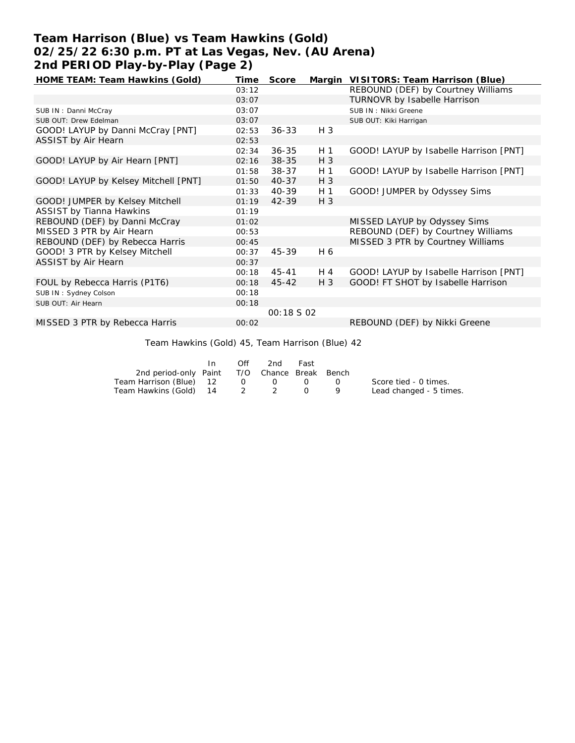# Team Harrison (Blue) vs Team Hawkins (Gold)
## 02/25/22 6:30 p.m. PT at Las Vegas, Nev. (AU Arena)
## 2nd PERIOD Play-by-Play (Page 2)

| HOME TEAM: Team Hawkins (Gold) | Time | Score | Margin | VISITORS: Team Harrison (Blue) |
|---|---|---|---|---|
| | 03:12 | | | REBOUND (DEF) by Courtney Williams |
| | 03:07 | | | TURNOVR by Isabelle Harrison |
| SUB IN : Danni McCray | 03:07 | | | SUB IN : Nikki Greene |
| SUB OUT: Drew Edelman | 03:07 | | | SUB OUT: Kiki Harrigan |
| GOOD! LAYUP by Danni McCray [PNT] | 02:53 | 36-33 | H 3 | |
| ASSIST by Air Hearn | 02:53 | | | |
| | 02:34 | 36-35 | H 1 | GOOD! LAYUP by Isabelle Harrison [PNT] |
| GOOD! LAYUP by Air Hearn [PNT] | 02:16 | 38-35 | H 3 | |
| | 01:58 | 38-37 | H 1 | GOOD! LAYUP by Isabelle Harrison [PNT] |
| GOOD! LAYUP by Kelsey Mitchell [PNT] | 01:50 | 40-37 | H 3 | |
| | 01:33 | 40-39 | H 1 | GOOD! JUMPER by Odyssey Sims |
| GOOD! JUMPER by Kelsey Mitchell | 01:19 | 42-39 | H 3 | |
| ASSIST by Tianna Hawkins | 01:19 | | | |
| REBOUND (DEF) by Danni McCray | 01:02 | | | MISSED LAYUP by Odyssey Sims |
| MISSED 3 PTR by Air Hearn | 00:53 | | | REBOUND (DEF) by Courtney Williams |
| REBOUND (DEF) by Rebecca Harris | 00:45 | | | MISSED 3 PTR by Courtney Williams |
| GOOD! 3 PTR by Kelsey Mitchell | 00:37 | 45-39 | H 6 | |
| ASSIST by Air Hearn | 00:37 | | | |
| | 00:18 | 45-41 | H 4 | GOOD! LAYUP by Isabelle Harrison [PNT] |
| FOUL by Rebecca Harris (P1T6) | 00:18 | 45-42 | H 3 | GOOD! FT SHOT by Isabelle Harrison |
| SUB IN : Sydney Colson | 00:18 | | | |
| SUB OUT: Air Hearn | 00:18 | | | |
| | | 00:18 S 02 | | |
| MISSED 3 PTR by Rebecca Harris | 00:02 | | | REBOUND (DEF) by Nikki Greene |

Team Hawkins (Gold) 45, Team Harrison (Blue) 42

| 2nd period-only | In Paint | Off T/O | 2nd Chance | Fast Break | Bench |
|---|---|---|---|---|---|
| Team Harrison (Blue) | 12 | 0 | 0 | 0 | 0 |
| Team Hawkins (Gold) | 14 | 2 | 2 | 0 | 9 |

Score tied - 0 times.
Lead changed - 5 times.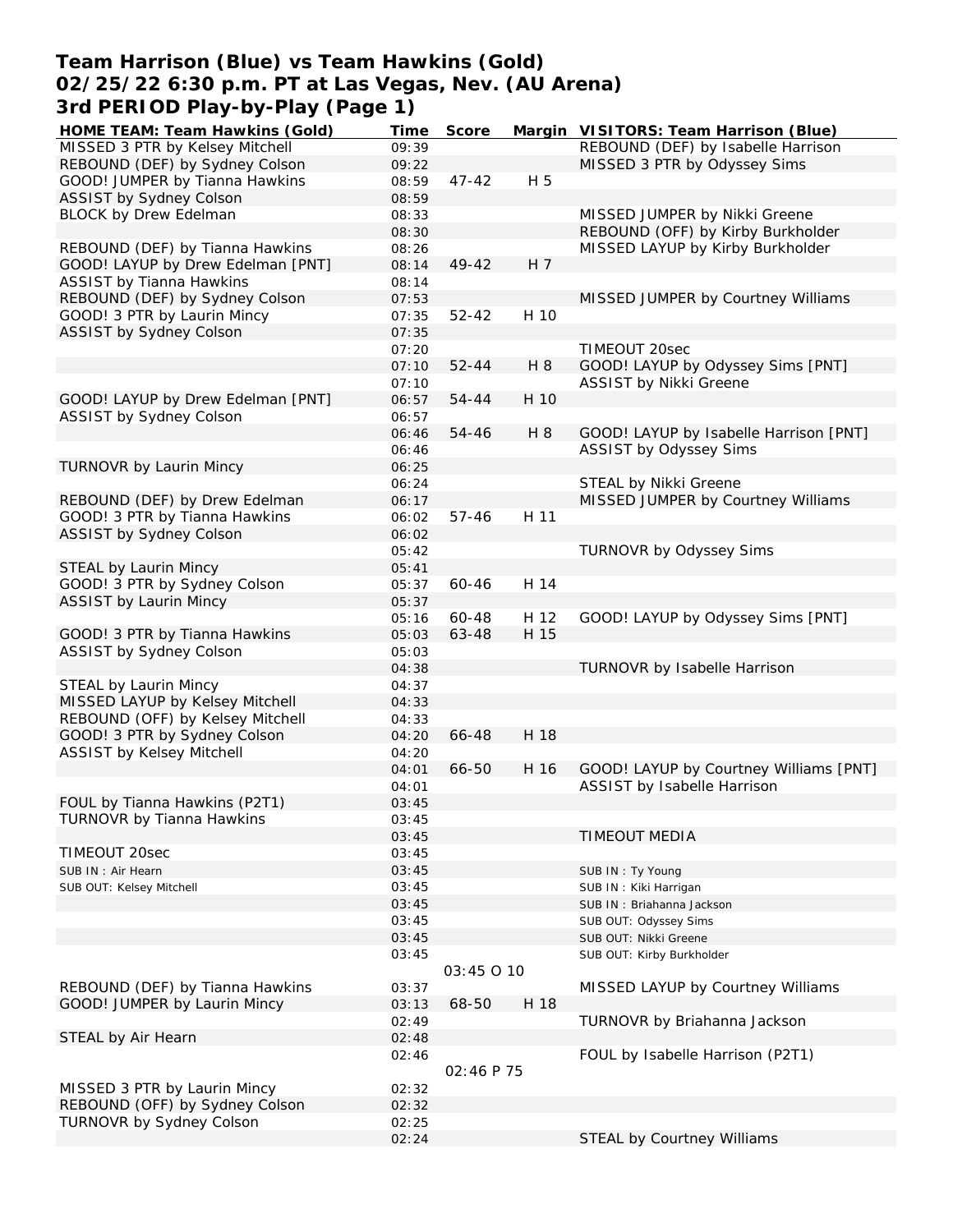# Team Harrison (Blue) vs Team Hawkins (Gold)
## 02/25/22 6:30 p.m. PT at Las Vegas, Nev. (AU Arena)
## 3rd PERIOD Play-by-Play (Page 1)

| HOME TEAM: Team Hawkins (Gold) | Time | Score | Margin | VISITORS: Team Harrison (Blue) |
|---|---|---|---|---|
| MISSED 3 PTR by Kelsey Mitchell | 09:39 | | | REBOUND (DEF) by Isabelle Harrison |
| REBOUND (DEF) by Sydney Colson | 09:22 | | | MISSED 3 PTR by Odyssey Sims |
| GOOD! JUMPER by Tianna Hawkins | 08:59 | 47-42 | H 5 | |
| ASSIST by Sydney Colson | 08:59 | | | |
| BLOCK by Drew Edelman | 08:33 | | | MISSED JUMPER by Nikki Greene |
| | 08:30 | | | REBOUND (OFF) by Kirby Burkholder |
| REBOUND (DEF) by Tianna Hawkins | 08:26 | | | MISSED LAYUP by Kirby Burkholder |
| GOOD! LAYUP by Drew Edelman [PNT] | 08:14 | 49-42 | H 7 | |
| ASSIST by Tianna Hawkins | 08:14 | | | |
| REBOUND (DEF) by Sydney Colson | 07:53 | | | MISSED JUMPER by Courtney Williams |
| GOOD! 3 PTR by Laurin Mincy | 07:35 | 52-42 | H 10 | |
| ASSIST by Sydney Colson | 07:35 | | | |
| | 07:20 | | | TIMEOUT 20sec |
| | 07:10 | 52-44 | H 8 | GOOD! LAYUP by Odyssey Sims [PNT] |
| | 07:10 | | | ASSIST by Nikki Greene |
| GOOD! LAYUP by Drew Edelman [PNT] | 06:57 | 54-44 | H 10 | |
| ASSIST by Sydney Colson | 06:57 | | | |
| | 06:46 | 54-46 | H 8 | GOOD! LAYUP by Isabelle Harrison [PNT] |
| | 06:46 | | | ASSIST by Odyssey Sims |
| TURNOVR by Laurin Mincy | 06:25 | | | |
| | 06:24 | | | STEAL by Nikki Greene |
| REBOUND (DEF) by Drew Edelman | 06:17 | | | MISSED JUMPER by Courtney Williams |
| GOOD! 3 PTR by Tianna Hawkins | 06:02 | 57-46 | H 11 | |
| ASSIST by Sydney Colson | 06:02 | | | |
| | 05:42 | | | TURNOVR by Odyssey Sims |
| STEAL by Laurin Mincy | 05:41 | | | |
| GOOD! 3 PTR by Sydney Colson | 05:37 | 60-46 | H 14 | |
| ASSIST by Laurin Mincy | 05:37 | | | |
| | 05:16 | 60-48 | H 12 | GOOD! LAYUP by Odyssey Sims [PNT] |
| GOOD! 3 PTR by Tianna Hawkins | 05:03 | 63-48 | H 15 | |
| ASSIST by Sydney Colson | 05:03 | | | |
| | 04:38 | | | TURNOVR by Isabelle Harrison |
| STEAL by Laurin Mincy | 04:37 | | | |
| MISSED LAYUP by Kelsey Mitchell | 04:33 | | | |
| REBOUND (OFF) by Kelsey Mitchell | 04:33 | | | |
| GOOD! 3 PTR by Sydney Colson | 04:20 | 66-48 | H 18 | |
| ASSIST by Kelsey Mitchell | 04:20 | | | |
| | 04:01 | 66-50 | H 16 | GOOD! LAYUP by Courtney Williams [PNT] |
| | 04:01 | | | ASSIST by Isabelle Harrison |
| FOUL by Tianna Hawkins (P2T1) | 03:45 | | | |
| TURNOVR by Tianna Hawkins | 03:45 | | | |
| | 03:45 | | | TIMEOUT MEDIA |
| TIMEOUT 20sec | 03:45 | | | |
| SUB IN : Air Hearn | 03:45 | | | SUB IN : Ty Young |
| SUB OUT: Kelsey Mitchell | 03:45 | | | SUB IN : Kiki Harrigan |
| | 03:45 | | | SUB IN : Briahanna Jackson |
| | 03:45 | | | SUB OUT: Odyssey Sims |
| | 03:45 | | | SUB OUT: Nikki Greene |
| | 03:45 | | | SUB OUT: Kirby Burkholder |
| | | 03:45 O 10 | | |
| REBOUND (DEF) by Tianna Hawkins | 03:37 | | | MISSED LAYUP by Courtney Williams |
| GOOD! JUMPER by Laurin Mincy | 03:13 | 68-50 | H 18 | |
| | 02:49 | | | TURNOVR by Briahanna Jackson |
| STEAL by Air Hearn | 02:48 | | | |
| | 02:46 | | | FOUL by Isabelle Harrison (P2T1) |
| | | 02:46 P 75 | | |
| MISSED 3 PTR by Laurin Mincy | 02:32 | | | |
| REBOUND (OFF) by Sydney Colson | 02:32 | | | |
| TURNOVR by Sydney Colson | 02:25 | | | |
| | 02:24 | | | STEAL by Courtney Williams |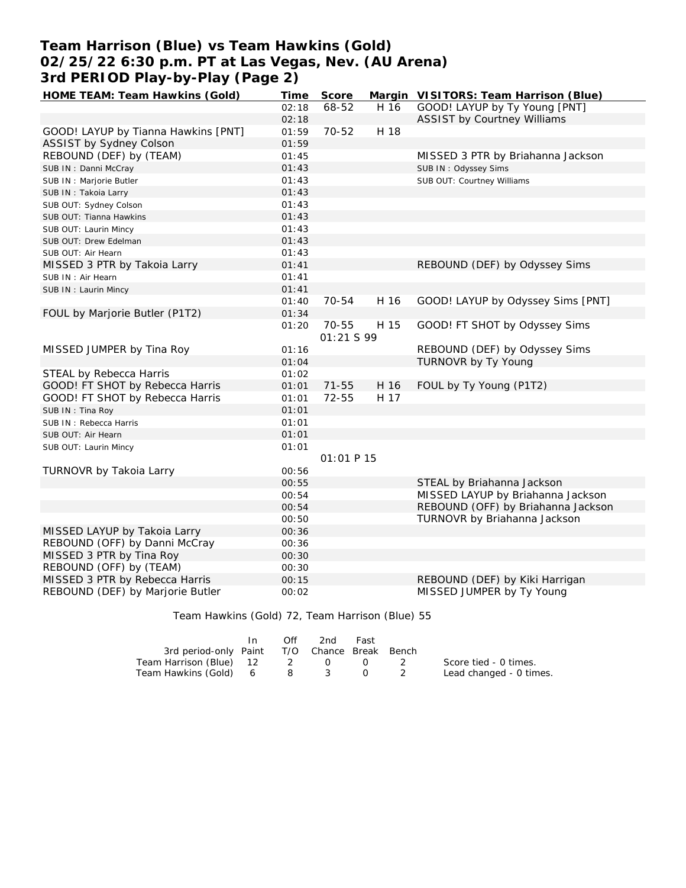# Team Harrison (Blue) vs Team Hawkins (Gold)
# 02/25/22 6:30 p.m. PT at Las Vegas, Nev. (AU Arena)
# 3rd PERIOD Play-by-Play (Page 2)

| HOME TEAM: Team Hawkins (Gold) | Time | Score | Margin | VISITORS: Team Harrison (Blue) |
|---|---|---|---|---|
| | 02:18 | 68-52 | H 16 | GOOD! LAYUP by Ty Young [PNT] |
| | 02:18 | | | ASSIST by Courtney Williams |
| GOOD! LAYUP by Tianna Hawkins [PNT] | 01:59 | 70-52 | H 18 | |
| ASSIST by Sydney Colson | 01:59 | | | |
| REBOUND (DEF) by (TEAM) | 01:45 | | | MISSED 3 PTR by Briahanna Jackson |
| SUB IN : Danni McCray | 01:43 | | | SUB IN : Odyssey Sims |
| SUB IN : Marjorie Butler | 01:43 | | | SUB OUT: Courtney Williams |
| SUB IN : Takoia Larry | 01:43 | | | |
| SUB OUT: Sydney Colson | 01:43 | | | |
| SUB OUT: Tianna Hawkins | 01:43 | | | |
| SUB OUT: Laurin Mincy | 01:43 | | | |
| SUB OUT: Drew Edelman | 01:43 | | | |
| SUB OUT: Air Hearn | 01:43 | | | |
| MISSED 3 PTR by Takoia Larry | 01:41 | | | REBOUND (DEF) by Odyssey Sims |
| SUB IN : Air Hearn | 01:41 | | | |
| SUB IN : Laurin Mincy | 01:41 | | | |
| | 01:40 | 70-54 | H 16 | GOOD! LAYUP by Odyssey Sims [PNT] |
| FOUL by Marjorie Butler (P1T2) | 01:34 | | | |
| | 01:20 | 70-55 | H 15 | GOOD! FT SHOT by Odyssey Sims |
| | | 01:21 S 99 | | |
| MISSED JUMPER by Tina Roy | 01:16 | | | REBOUND (DEF) by Odyssey Sims |
| | 01:04 | | | TURNOVR by Ty Young |
| STEAL by Rebecca Harris | 01:02 | | | |
| GOOD! FT SHOT by Rebecca Harris | 01:01 | 71-55 | H 16 | FOUL by Ty Young (P1T2) |
| GOOD! FT SHOT by Rebecca Harris | 01:01 | 72-55 | H 17 | |
| SUB IN : Tina Roy | 01:01 | | | |
| SUB IN : Rebecca Harris | 01:01 | | | |
| SUB OUT: Air Hearn | 01:01 | | | |
| SUB OUT: Laurin Mincy | 01:01 | | | |
| | | 01:01 P 15 | | |
| TURNOVR by Takoia Larry | 00:56 | | | |
| | 00:55 | | | STEAL by Briahanna Jackson |
| | 00:54 | | | MISSED LAYUP by Briahanna Jackson |
| | 00:54 | | | REBOUND (OFF) by Briahanna Jackson |
| | 00:50 | | | TURNOVR by Briahanna Jackson |
| MISSED LAYUP by Takoia Larry | 00:36 | | | |
| REBOUND (OFF) by Danni McCray | 00:36 | | | |
| MISSED 3 PTR by Tina Roy | 00:30 | | | |
| REBOUND (OFF) by (TEAM) | 00:30 | | | |
| MISSED 3 PTR by Rebecca Harris | 00:15 | | | REBOUND (DEF) by Kiki Harrigan |
| REBOUND (DEF) by Marjorie Butler | 00:02 | | | MISSED JUMPER by Ty Young |

Team Hawkins (Gold) 72, Team Harrison (Blue) 55

| 3rd period-only | In Paint | Off T/O | 2nd Chance | Fast Break | Bench |
|---|---|---|---|---|---|
| Team Harrison (Blue) | 12 | 2 | 0 | 0 | 2 |
| Team Hawkins (Gold) | 6 | 8 | 3 | 0 | 2 |

Score tied - 0 times.
Lead changed - 0 times.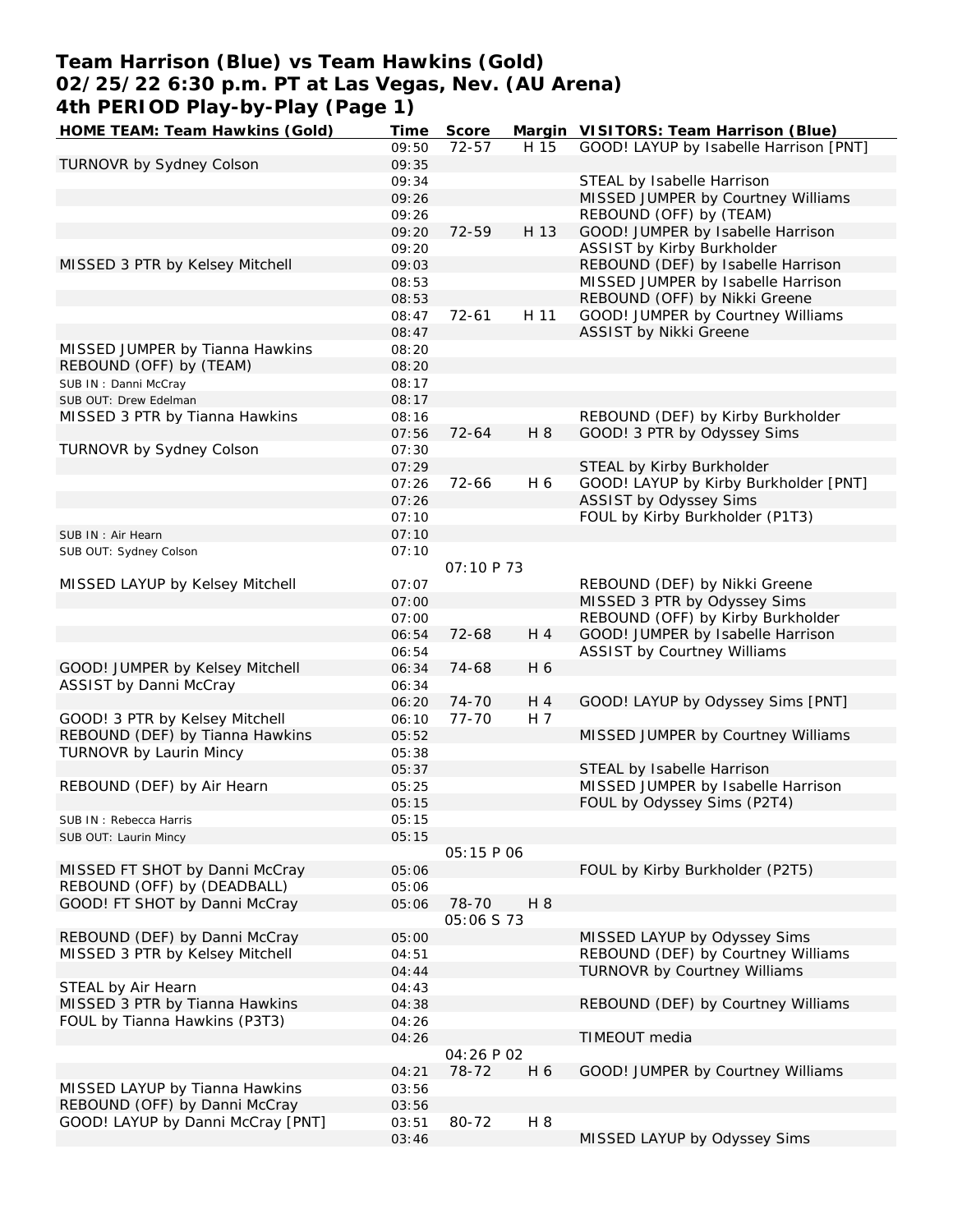# Team Harrison (Blue) vs Team Hawkins (Gold)
# 02/25/22 6:30 p.m. PT at Las Vegas, Nev. (AU Arena)
# 4th PERIOD Play-by-Play (Page 1)

| HOME TEAM: Team Hawkins (Gold) | Time | Score | Margin | VISITORS: Team Harrison (Blue) |
|---|---|---|---|---|
| | 09:50 | 72-57 | H 15 | GOOD! LAYUP by Isabelle Harrison [PNT] |
| TURNOVR by Sydney Colson | 09:35 | | | |
| | 09:34 | | | STEAL by Isabelle Harrison |
| | 09:26 | | | MISSED JUMPER by Courtney Williams |
| | 09:26 | | | REBOUND (OFF) by (TEAM) |
| | 09:20 | 72-59 | H 13 | GOOD! JUMPER by Isabelle Harrison |
| | 09:20 | | | ASSIST by Kirby Burkholder |
| MISSED 3 PTR by Kelsey Mitchell | 09:03 | | | REBOUND (DEF) by Isabelle Harrison |
| | 08:53 | | | MISSED JUMPER by Isabelle Harrison |
| | 08:53 | | | REBOUND (OFF) by Nikki Greene |
| | 08:47 | 72-61 | H 11 | GOOD! JUMPER by Courtney Williams |
| | 08:47 | | | ASSIST by Nikki Greene |
| MISSED JUMPER by Tianna Hawkins | 08:20 | | | |
| REBOUND (OFF) by (TEAM) | 08:20 | | | |
| SUB IN : Danni McCray | 08:17 | | | |
| SUB OUT: Drew Edelman | 08:17 | | | |
| MISSED 3 PTR by Tianna Hawkins | 08:16 | | | REBOUND (DEF) by Kirby Burkholder |
| | 07:56 | 72-64 | H 8 | GOOD! 3 PTR by Odyssey Sims |
| TURNOVR by Sydney Colson | 07:30 | | | |
| | 07:29 | | | STEAL by Kirby Burkholder |
| | 07:26 | 72-66 | H 6 | GOOD! LAYUP by Kirby Burkholder [PNT] |
| | 07:26 | | | ASSIST by Odyssey Sims |
| | 07:10 | | | FOUL by Kirby Burkholder (P1T3) |
| SUB IN : Air Hearn | 07:10 | | | |
| SUB OUT: Sydney Colson | 07:10 | | | |
| | | 07:10 P 73 | | |
| MISSED LAYUP by Kelsey Mitchell | 07:07 | | | REBOUND (DEF) by Nikki Greene |
| | 07:00 | | | MISSED 3 PTR by Odyssey Sims |
| | 07:00 | | | REBOUND (OFF) by Kirby Burkholder |
| | 06:54 | 72-68 | H 4 | GOOD! JUMPER by Isabelle Harrison |
| | 06:54 | | | ASSIST by Courtney Williams |
| GOOD! JUMPER by Kelsey Mitchell | 06:34 | 74-68 | H 6 | |
| ASSIST by Danni McCray | 06:34 | | | |
| | 06:20 | 74-70 | H 4 | GOOD! LAYUP by Odyssey Sims [PNT] |
| GOOD! 3 PTR by Kelsey Mitchell | 06:10 | 77-70 | H 7 | |
| REBOUND (DEF) by Tianna Hawkins | 05:52 | | | MISSED JUMPER by Courtney Williams |
| TURNOVR by Laurin Mincy | 05:38 | | | |
| | 05:37 | | | STEAL by Isabelle Harrison |
| REBOUND (DEF) by Air Hearn | 05:25 | | | MISSED JUMPER by Isabelle Harrison |
| | 05:15 | | | FOUL by Odyssey Sims (P2T4) |
| SUB IN : Rebecca Harris | 05:15 | | | |
| SUB OUT: Laurin Mincy | 05:15 | | | |
| | | 05:15 P 06 | | |
| MISSED FT SHOT by Danni McCray | 05:06 | | | FOUL by Kirby Burkholder (P2T5) |
| REBOUND (OFF) by (DEADBALL) | 05:06 | | | |
| GOOD! FT SHOT by Danni McCray | 05:06 | 78-70 | H 8 | |
| | | 05:06 S 73 | | |
| REBOUND (DEF) by Danni McCray | 05:00 | | | MISSED LAYUP by Odyssey Sims |
| MISSED 3 PTR by Kelsey Mitchell | 04:51 | | | REBOUND (DEF) by Courtney Williams |
| | 04:44 | | | TURNOVR by Courtney Williams |
| STEAL by Air Hearn | 04:43 | | | |
| MISSED 3 PTR by Tianna Hawkins | 04:38 | | | REBOUND (DEF) by Courtney Williams |
| FOUL by Tianna Hawkins (P3T3) | 04:26 | | | |
| | 04:26 | | | TIMEOUT media |
| | | 04:26 P 02 | | |
| | 04:21 | 78-72 | H 6 | GOOD! JUMPER by Courtney Williams |
| MISSED LAYUP by Tianna Hawkins | 03:56 | | | |
| REBOUND (OFF) by Danni McCray | 03:56 | | | |
| GOOD! LAYUP by Danni McCray [PNT] | 03:51 | 80-72 | H 8 | |
| | 03:46 | | | MISSED LAYUP by Odyssey Sims |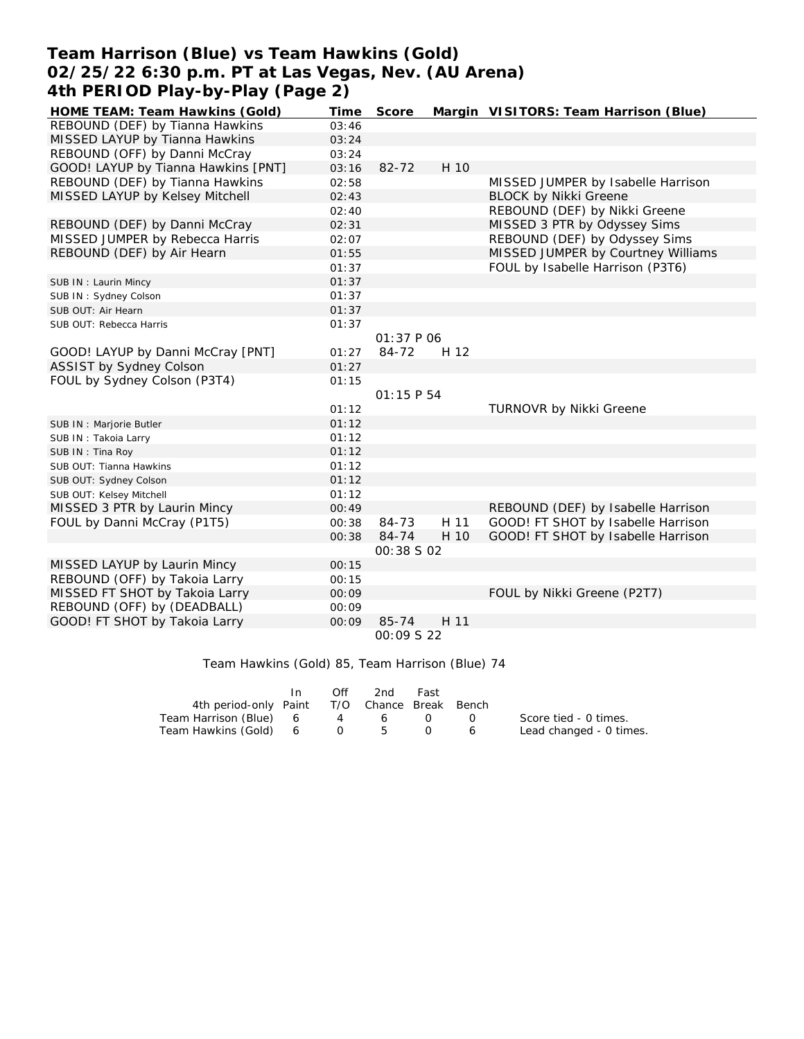# Team Harrison (Blue) vs Team Hawkins (Gold)
## 02/25/22 6:30 p.m. PT at Las Vegas, Nev. (AU Arena)
## 4th PERIOD Play-by-Play (Page 2)

| HOME TEAM: Team Hawkins (Gold) | Time | Score | Margin | VISITORS: Team Harrison (Blue) |
|---|---|---|---|---|
| REBOUND (DEF) by Tianna Hawkins | 03:46 | | | |
| MISSED LAYUP by Tianna Hawkins | 03:24 | | | |
| REBOUND (OFF) by Danni McCray | 03:24 | | | |
| GOOD! LAYUP by Tianna Hawkins [PNT] | 03:16 | 82-72 | H 10 | |
| REBOUND (DEF) by Tianna Hawkins | 02:58 | | | MISSED JUMPER by Isabelle Harrison |
| MISSED LAYUP by Kelsey Mitchell | 02:43 | | | BLOCK by Nikki Greene |
| | 02:40 | | | REBOUND (DEF) by Nikki Greene |
| REBOUND (DEF) by Danni McCray | 02:31 | | | MISSED 3 PTR by Odyssey Sims |
| MISSED JUMPER by Rebecca Harris | 02:07 | | | REBOUND (DEF) by Odyssey Sims |
| REBOUND (DEF) by Air Hearn | 01:55 | | | MISSED JUMPER by Courtney Williams |
| | 01:37 | | | FOUL by Isabelle Harrison (P3T6) |
| SUB IN : Laurin Mincy | 01:37 | | | |
| SUB IN : Sydney Colson | 01:37 | | | |
| SUB OUT: Air Hearn | 01:37 | | | |
| SUB OUT: Rebecca Harris | 01:37 | | | |
| | | 01:37 P 06 | | |
| GOOD! LAYUP by Danni McCray [PNT] | 01:27 | 84-72 | H 12 | |
| ASSIST by Sydney Colson | 01:27 | | | |
| FOUL by Sydney Colson (P3T4) | 01:15 | | | |
| | | 01:15 P 54 | | |
| | 01:12 | | | TURNOVR by Nikki Greene |
| SUB IN : Marjorie Butler | 01:12 | | | |
| SUB IN : Takoia Larry | 01:12 | | | |
| SUB IN : Tina Roy | 01:12 | | | |
| SUB OUT: Tianna Hawkins | 01:12 | | | |
| SUB OUT: Sydney Colson | 01:12 | | | |
| SUB OUT: Kelsey Mitchell | 01:12 | | | |
| MISSED 3 PTR by Laurin Mincy | 00:49 | | | REBOUND (DEF) by Isabelle Harrison |
| FOUL by Danni McCray (P1T5) | 00:38 | 84-73 | H 11 | GOOD! FT SHOT by Isabelle Harrison |
| | 00:38 | 84-74 | H 10 | GOOD! FT SHOT by Isabelle Harrison |
| | | 00:38 S 02 | | |
| MISSED LAYUP by Laurin Mincy | 00:15 | | | |
| REBOUND (OFF) by Takoia Larry | 00:15 | | | |
| MISSED FT SHOT by Takoia Larry | 00:09 | | | FOUL by Nikki Greene (P2T7) |
| REBOUND (OFF) by (DEADBALL) | 00:09 | | | |
| GOOD! FT SHOT by Takoia Larry | 00:09 | 85-74 | H 11 | |
| | | 00:09 S 22 | | |

Team Hawkins (Gold) 85, Team Harrison (Blue) 74

| 4th period-only | In Paint | Off T/O | 2nd Chance | Fast Break | Bench |
|---|---|---|---|---|---|
| Team Harrison (Blue) | 6 | 4 | 6 | 0 | 0 |
| Team Hawkins (Gold) | 6 | 0 | 5 | 0 | 6 |

Score tied - 0 times.
Lead changed - 0 times.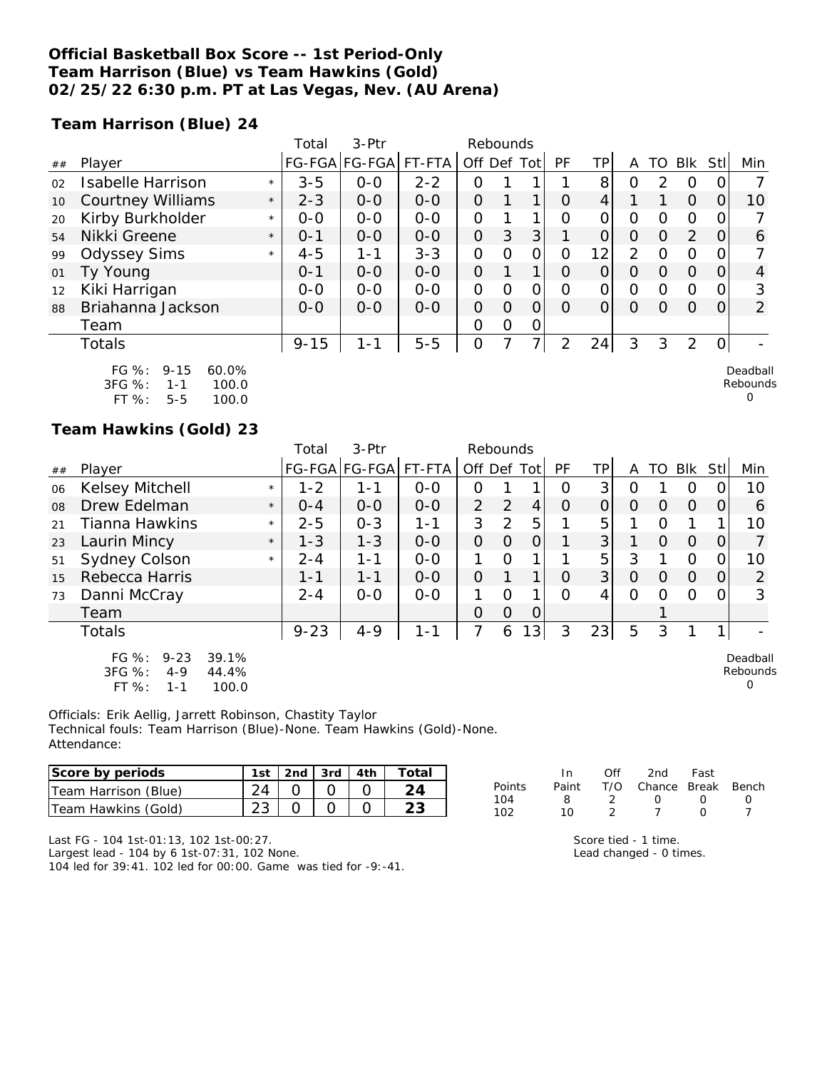**Official Basketball Box Score -- 1st Period-Only**
**Team Harrison (Blue) vs Team Hawkins (Gold)**
**02/25/22 6:30 p.m. PT at Las Vegas, Nev. (AU Arena)**

**Team Harrison (Blue) 24**

| ## | Player | | Total FG-FGA | 3-Ptr FG-FGA | FT-FTA | Rebounds Off | Def | Tot | PF | TP | A | TO | Blk | Stl | Min |
|---|---|---|---|---|---|---|---|---|---|---|---|---|---|---|---|
| 02 | Isabelle Harrison | * | 3-5 | 0-0 | 2-2 | 0 | 1 | 1 | 1 | 8 | 0 | 2 | 0 | 0 | 7 |
| 10 | Courtney Williams | * | 2-3 | 0-0 | 0-0 | 0 | 1 | 1 | 0 | 4 | 1 | 1 | 0 | 0 | 10 |
| 20 | Kirby Burkholder | * | 0-0 | 0-0 | 0-0 | 0 | 1 | 1 | 0 | 0 | 0 | 0 | 0 | 0 | 7 |
| 54 | Nikki Greene | * | 0-1 | 0-0 | 0-0 | 0 | 3 | 3 | 1 | 0 | 0 | 0 | 2 | 0 | 6 |
| 99 | Odyssey Sims | * | 4-5 | 1-1 | 3-3 | 0 | 0 | 0 | 0 | 12 | 2 | 0 | 0 | 0 | 7 |
| 01 | Ty Young | | 0-1 | 0-0 | 0-0 | 0 | 1 | 1 | 0 | 0 | 0 | 0 | 0 | 0 | 4 |
| 12 | Kiki Harrigan | | 0-0 | 0-0 | 0-0 | 0 | 0 | 0 | 0 | 0 | 0 | 0 | 0 | 0 | 3 |
| 88 | Briahanna Jackson | | 0-0 | 0-0 | 0-0 | 0 | 0 | 0 | 0 | 0 | 0 | 0 | 0 | 0 | 2 |
| | Team | | | | | 0 | 0 | 0 | | | | | | | |
| | Totals | | 9-15 | 1-1 | 5-5 | 0 | 7 | 7 | 2 | 24 | 3 | 3 | 2 | 0 | - |

FG %: 9-15 60.0%
3FG %: 1-1 100.0
FT %: 5-5 100.0

Deadball Rebounds 0

**Team Hawkins (Gold) 23**

| ## | Player | | Total FG-FGA | 3-Ptr FG-FGA | FT-FTA | Rebounds Off | Def | Tot | PF | TP | A | TO | Blk | Stl | Min |
|---|---|---|---|---|---|---|---|---|---|---|---|---|---|---|---|
| 06 | Kelsey Mitchell | * | 1-2 | 1-1 | 0-0 | 0 | 1 | 1 | 0 | 3 | 0 | 1 | 0 | 0 | 10 |
| 08 | Drew Edelman | * | 0-4 | 0-0 | 0-0 | 2 | 2 | 4 | 0 | 0 | 0 | 0 | 0 | 0 | 6 |
| 21 | Tianna Hawkins | * | 2-5 | 0-3 | 1-1 | 3 | 2 | 5 | 1 | 5 | 1 | 0 | 1 | 1 | 10 |
| 23 | Laurin Mincy | * | 1-3 | 1-3 | 0-0 | 0 | 0 | 0 | 1 | 3 | 1 | 0 | 0 | 0 | 7 |
| 51 | Sydney Colson | * | 2-4 | 1-1 | 0-0 | 1 | 0 | 1 | 1 | 5 | 3 | 1 | 0 | 0 | 10 |
| 15 | Rebecca Harris | | 1-1 | 1-1 | 0-0 | 0 | 1 | 1 | 0 | 3 | 0 | 0 | 0 | 0 | 2 |
| 73 | Danni McCray | | 2-4 | 0-0 | 0-0 | 1 | 0 | 1 | 0 | 4 | 0 | 0 | 0 | 0 | 3 |
| | Team | | | | | 0 | 0 | 0 | | | | 1 | | | |
| | Totals | | 9-23 | 4-9 | 1-1 | 7 | 6 | 13 | 3 | 23 | 5 | 3 | 1 | 1 | - |

FG %: 9-23 39.1%
3FG %: 4-9 44.4%
FT %: 1-1 100.0

Deadball Rebounds 0

Officials: Erik Aellig, Jarrett Robinson, Chastity Taylor
Technical fouls: Team Harrison (Blue)-None. Team Hawkins (Gold)-None.
Attendance:

| Score by periods | 1st | 2nd | 3rd | 4th | Total |
|---|---|---|---|---|---|
| Team Harrison (Blue) | 24 | 0 | 0 | 0 | **24** |
| Team Hawkins (Gold) | 23 | 0 | 0 | 0 | **23** |

| Points | In Paint | Off T/O | 2nd Chance | Fast Break | Bench |
|---|---|---|---|---|---|
| 104 | 8 | 2 | 0 | 0 | 0 |
| 102 | 10 | 2 | 7 | 0 | 7 |

Last FG - 104 1st-01:13, 102 1st-00:27.
Largest lead - 104 by 6 1st-07:31, 102 None.
104 led for 39:41. 102 led for 00:00. Game was tied for -9:-41.

Score tied - 1 time.
Lead changed - 0 times.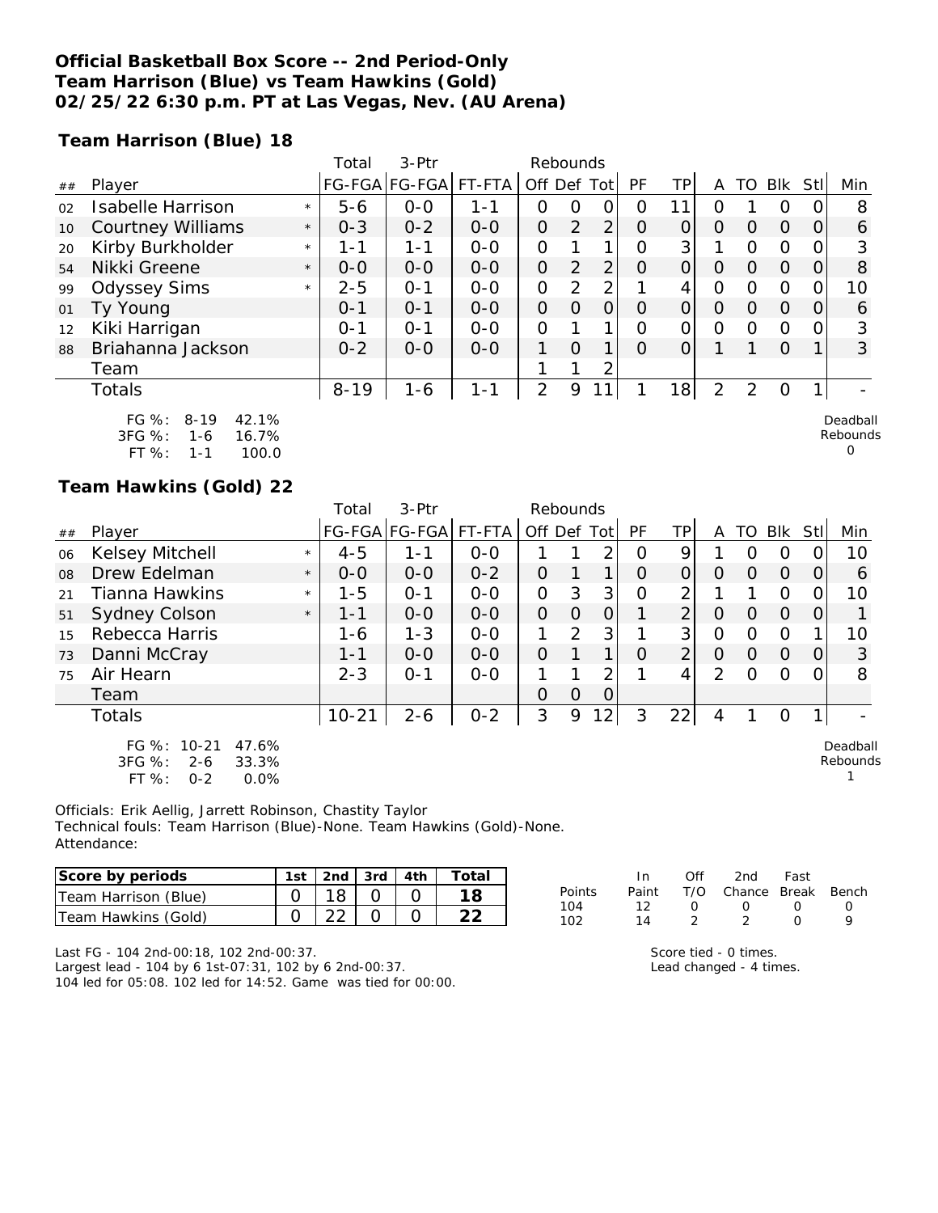**Official Basketball Box Score -- 2nd Period-Only**
**Team Harrison (Blue) vs Team Hawkins (Gold)**
**02/25/22 6:30 p.m. PT at Las Vegas, Nev. (AU Arena)**

**Team Harrison (Blue) 18**

| ## | Player | | Total FG-FGA | 3-Ptr FG-FGA | FT-FTA | Rebounds Off | Def | Tot | PF | TP | A | TO | Blk | Stl | Min |
|---|---|---|---|---|---|---|---|---|---|---|---|---|---|---|---|
| 02 | Isabelle Harrison | * | 5-6 | 0-0 | 1-1 | 0 | 0 | 0 | 0 | 11 | 0 | 1 | 0 | 0 | 8 |
| 10 | Courtney Williams | * | 0-3 | 0-2 | 0-0 | 0 | 2 | 2 | 0 | 0 | 0 | 0 | 0 | 0 | 6 |
| 20 | Kirby Burkholder | * | 1-1 | 1-1 | 0-0 | 0 | 1 | 1 | 0 | 3 | 1 | 0 | 0 | 0 | 3 |
| 54 | Nikki Greene | * | 0-0 | 0-0 | 0-0 | 0 | 2 | 2 | 0 | 0 | 0 | 0 | 0 | 0 | 8 |
| 99 | Odyssey Sims | * | 2-5 | 0-1 | 0-0 | 0 | 2 | 2 | 1 | 4 | 0 | 0 | 0 | 0 | 10 |
| 01 | Ty Young | | 0-1 | 0-1 | 0-0 | 0 | 0 | 0 | 0 | 0 | 0 | 0 | 0 | 0 | 6 |
| 12 | Kiki Harrigan | | 0-1 | 0-1 | 0-0 | 0 | 1 | 1 | 0 | 0 | 0 | 0 | 0 | 0 | 3 |
| 88 | Briahanna Jackson | | 0-2 | 0-0 | 0-0 | 1 | 0 | 1 | 0 | 0 | 1 | 1 | 0 | 1 | 3 |
| | Team | | | | | 1 | 1 | 2 | | | | | | | |
| | Totals | | 8-19 | 1-6 | 1-1 | 2 | 9 | 11 | 1 | 18 | 2 | 2 | 0 | 1 | - |

FG %: 8-19 42.1%
3FG %: 1-6 16.7%
FT %: 1-1 100.0

Deadball Rebounds 0

**Team Hawkins (Gold) 22**

| ## | Player | | Total FG-FGA | 3-Ptr FG-FGA | FT-FTA | Rebounds Off | Def | Tot | PF | TP | A | TO | Blk | Stl | Min |
|---|---|---|---|---|---|---|---|---|---|---|---|---|---|---|---|
| 06 | Kelsey Mitchell | * | 4-5 | 1-1 | 0-0 | 1 | 1 | 2 | 0 | 9 | 1 | 0 | 0 | 0 | 10 |
| 08 | Drew Edelman | * | 0-0 | 0-0 | 0-2 | 0 | 1 | 1 | 0 | 0 | 0 | 0 | 0 | 0 | 6 |
| 21 | Tianna Hawkins | * | 1-5 | 0-1 | 0-0 | 0 | 3 | 3 | 0 | 2 | 1 | 1 | 0 | 0 | 10 |
| 51 | Sydney Colson | * | 1-1 | 0-0 | 0-0 | 0 | 0 | 0 | 1 | 2 | 0 | 0 | 0 | 0 | 1 |
| 15 | Rebecca Harris | | 1-6 | 1-3 | 0-0 | 1 | 2 | 3 | 1 | 3 | 0 | 0 | 0 | 1 | 10 |
| 73 | Danni McCray | | 1-1 | 0-0 | 0-0 | 0 | 1 | 1 | 0 | 2 | 0 | 0 | 0 | 0 | 3 |
| 75 | Air Hearn | | 2-3 | 0-1 | 0-0 | 1 | 1 | 2 | 1 | 4 | 2 | 0 | 0 | 0 | 8 |
| | Team | | | | | 0 | 0 | 0 | | | | | | | |
| | Totals | | 10-21 | 2-6 | 0-2 | 3 | 9 | 12 | 3 | 22 | 4 | 1 | 0 | 1 | - |

FG %: 10-21 47.6%
3FG %: 2-6 33.3%
FT %: 0-2 0.0%

Deadball Rebounds 1

Officials: Erik Aellig, Jarrett Robinson, Chastity Taylor
Technical fouls: Team Harrison (Blue)-None. Team Hawkins (Gold)-None.
Attendance:

| Score by periods | 1st | 2nd | 3rd | 4th | Total |
|---|---|---|---|---|---|
| Team Harrison (Blue) | 0 | 18 | 0 | 0 | 18 |
| Team Hawkins (Gold) | 0 | 22 | 0 | 0 | 22 |

| Points | In Paint | Off T/O | 2nd Chance | Fast Break | Bench |
|---|---|---|---|---|---|
| 104 | 12 | 0 | 0 | 0 | 0 |
| 102 | 14 | 2 | 2 | 0 | 9 |

Last FG - 104 2nd-00:18, 102 2nd-00:37.
Largest lead - 104 by 6 1st-07:31, 102 by 6 2nd-00:37.
104 led for 05:08. 102 led for 14:52. Game was tied for 00:00.

Score tied - 0 times.
Lead changed - 4 times.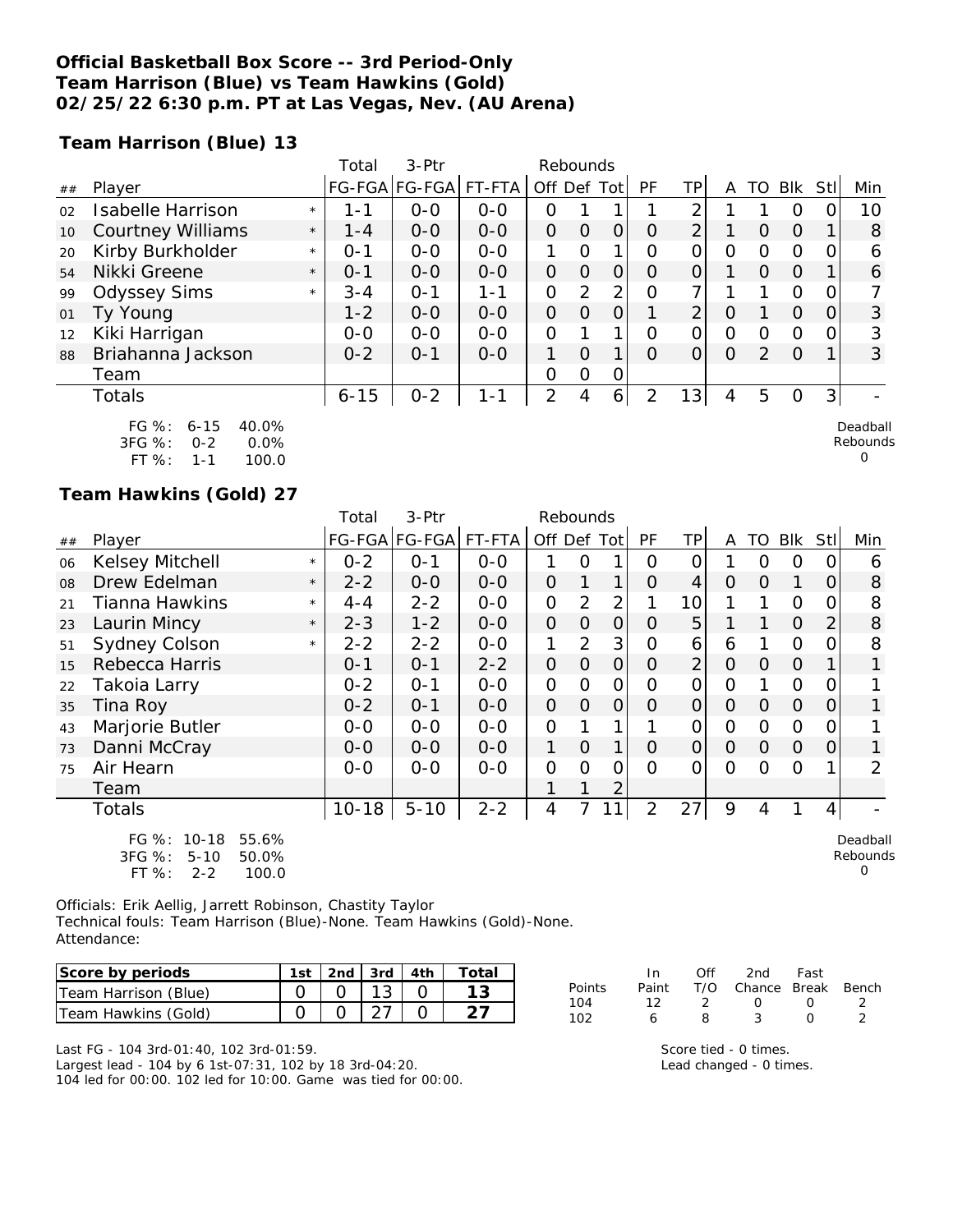**Official Basketball Box Score -- 3rd Period-Only**
**Team Harrison (Blue) vs Team Hawkins (Gold)**
**02/25/22 6:30 p.m. PT at Las Vegas, Nev. (AU Arena)**

**Team Harrison (Blue) 13**

| ## | Player | | Total FG-FGA | 3-Ptr FG-FGA | FT-FTA | Rebounds Off | Def | Tot | PF | TP | A | TO | Blk | Stl | Min |
|---|---|---|---|---|---|---|---|---|---|---|---|---|---|---|---|
| 02 | Isabelle Harrison | * | 1-1 | 0-0 | 0-0 | 0 | 1 | 1 | 1 | 2 | 1 | 1 | 0 | 0 | 10 |
| 10 | Courtney Williams | * | 1-4 | 0-0 | 0-0 | 0 | 0 | 0 | 0 | 2 | 1 | 0 | 0 | 1 | 8 |
| 20 | Kirby Burkholder | * | 0-1 | 0-0 | 0-0 | 1 | 0 | 1 | 0 | 0 | 0 | 0 | 0 | 0 | 6 |
| 54 | Nikki Greene | * | 0-1 | 0-0 | 0-0 | 0 | 0 | 0 | 0 | 0 | 1 | 0 | 0 | 1 | 6 |
| 99 | Odyssey Sims | * | 3-4 | 0-1 | 1-1 | 0 | 2 | 2 | 0 | 7 | 1 | 1 | 0 | 0 | 7 |
| 01 | Ty Young | | 1-2 | 0-0 | 0-0 | 0 | 0 | 0 | 1 | 2 | 0 | 1 | 0 | 0 | 3 |
| 12 | Kiki Harrigan | | 0-0 | 0-0 | 0-0 | 0 | 1 | 1 | 0 | 0 | 0 | 0 | 0 | 0 | 3 |
| 88 | Briahanna Jackson | | 0-2 | 0-1 | 0-0 | 1 | 0 | 1 | 0 | 0 | 0 | 2 | 0 | 1 | 3 |
| | Team | | | | | 0 | 0 | 0 | | | | | | | |
| | Totals | | 6-15 | 0-2 | 1-1 | 2 | 4 | 6 | 2 | 13 | 4 | 5 | 0 | 3 | - |

FG %: 6-15 40.0%
3FG %: 0-2 0.0%
FT %: 1-1 100.0

Deadball Rebounds 0

**Team Hawkins (Gold) 27**

| ## | Player | | Total FG-FGA | 3-Ptr FG-FGA | FT-FTA | Rebounds Off | Def | Tot | PF | TP | A | TO | Blk | Stl | Min |
|---|---|---|---|---|---|---|---|---|---|---|---|---|---|---|---|
| 06 | Kelsey Mitchell | * | 0-2 | 0-1 | 0-0 | 1 | 0 | 1 | 0 | 0 | 1 | 0 | 0 | 0 | 6 |
| 08 | Drew Edelman | * | 2-2 | 0-0 | 0-0 | 0 | 1 | 1 | 0 | 4 | 0 | 0 | 1 | 0 | 8 |
| 21 | Tianna Hawkins | * | 4-4 | 2-2 | 0-0 | 0 | 2 | 2 | 1 | 10 | 1 | 1 | 0 | 0 | 8 |
| 23 | Laurin Mincy | * | 2-3 | 1-2 | 0-0 | 0 | 0 | 0 | 0 | 5 | 1 | 1 | 0 | 2 | 8 |
| 51 | Sydney Colson | * | 2-2 | 2-2 | 0-0 | 1 | 2 | 3 | 0 | 6 | 6 | 1 | 0 | 0 | 8 |
| 15 | Rebecca Harris | | 0-1 | 0-1 | 2-2 | 0 | 0 | 0 | 0 | 2 | 0 | 0 | 0 | 1 | 1 |
| 22 | Takoia Larry | | 0-2 | 0-1 | 0-0 | 0 | 0 | 0 | 0 | 0 | 0 | 1 | 0 | 0 | 1 |
| 35 | Tina Roy | | 0-2 | 0-1 | 0-0 | 0 | 0 | 0 | 0 | 0 | 0 | 0 | 0 | 0 | 1 |
| 43 | Marjorie Butler | | 0-0 | 0-0 | 0-0 | 0 | 1 | 1 | 1 | 0 | 0 | 0 | 0 | 0 | 1 |
| 73 | Danni McCray | | 0-0 | 0-0 | 0-0 | 1 | 0 | 1 | 0 | 0 | 0 | 0 | 0 | 0 | 1 |
| 75 | Air Hearn | | 0-0 | 0-0 | 0-0 | 0 | 0 | 0 | 0 | 0 | 0 | 0 | 0 | 1 | 2 |
| | Team | | | | | 1 | 1 | 2 | | | | | | | |
| | Totals | | 10-18 | 5-10 | 2-2 | 4 | 7 | 11 | 2 | 27 | 9 | 4 | 1 | 4 | - |

FG %: 10-18 55.6%
3FG %: 5-10 50.0%
FT %: 2-2 100.0

Deadball Rebounds 0

Officials: Erik Aellig, Jarrett Robinson, Chastity Taylor
Technical fouls: Team Harrison (Blue)-None. Team Hawkins (Gold)-None.
Attendance:

| Score by periods | 1st | 2nd | 3rd | 4th | Total |
|---|---|---|---|---|---|
| Team Harrison (Blue) | 0 | 0 | 13 | 0 | **13** |
| Team Hawkins (Gold) | 0 | 0 | 27 | 0 | **27** |

| Points | In Paint | Off T/O | 2nd Chance | Fast Break | Bench |
|---|---|---|---|---|---|
| 104 | 12 | 2 | 0 | 0 | 2 |
| 102 | 6 | 8 | 3 | 0 | 2 |

Last FG - 104 3rd-01:40, 102 3rd-01:59.
Largest lead - 104 by 6 1st-07:31, 102 by 18 3rd-04:20.
104 led for 00:00. 102 led for 10:00. Game was tied for 00:00.

Score tied - 0 times.
Lead changed - 0 times.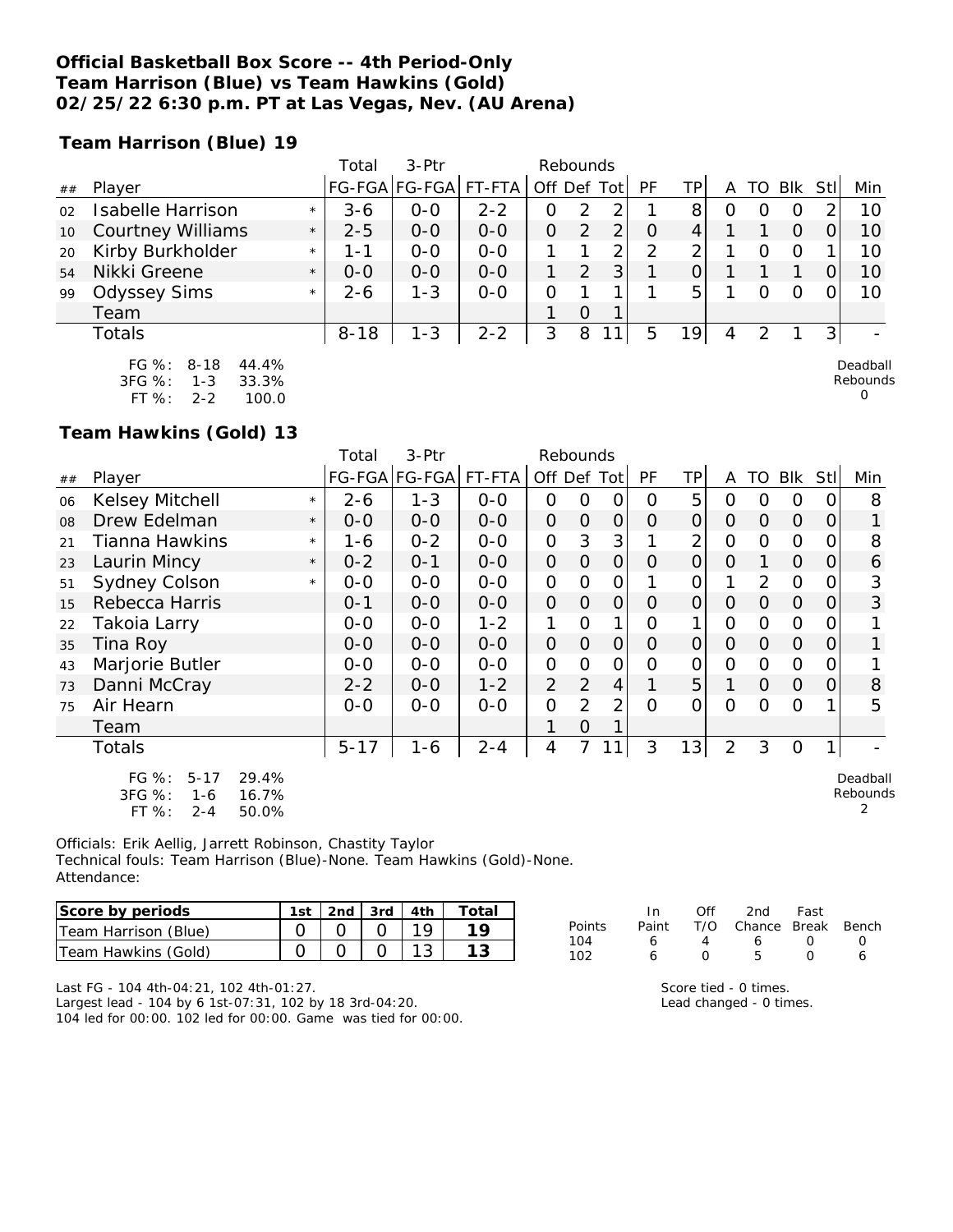**Official Basketball Box Score -- 4th Period-Only**
**Team Harrison (Blue) vs Team Hawkins (Gold)**
**02/25/22 6:30 p.m. PT at Las Vegas, Nev. (AU Arena)**

**Team Harrison (Blue) 19**

| ## | Player | | Total FG-FGA | 3-Ptr FG-FGA | FT-FTA | Off | Def | Tot | PF | TP | A | TO | Blk | Stl | Min |
|---|---|---|---|---|---|---|---|---|---|---|---|---|---|---|---|
| 02 | Isabelle Harrison | * | 3-6 | 0-0 | 2-2 | 0 | 2 | 2 | 1 | 8 | 0 | 0 | 0 | 2 | 10 |
| 10 | Courtney Williams | * | 2-5 | 0-0 | 0-0 | 0 | 2 | 2 | 0 | 4 | 1 | 1 | 0 | 0 | 10 |
| 20 | Kirby Burkholder | * | 1-1 | 0-0 | 0-0 | 1 | 1 | 2 | 2 | 2 | 1 | 0 | 0 | 1 | 10 |
| 54 | Nikki Greene | * | 0-0 | 0-0 | 0-0 | 1 | 2 | 3 | 1 | 0 | 1 | 1 | 1 | 0 | 10 |
| 99 | Odyssey Sims | * | 2-6 | 1-3 | 0-0 | 0 | 1 | 1 | 1 | 5 | 1 | 0 | 0 | 0 | 10 |
| | Team | | | | | 1 | 0 | 1 | | | | | | | |
| | Totals | | 8-18 | 1-3 | 2-2 | 3 | 8 | 11 | 5 | 19 | 4 | 2 | 1 | 3 | - |

FG %: 8-18 44.4%
3FG %: 1-3 33.3%
FT %: 2-2 100.0

Deadball Rebounds 0

**Team Hawkins (Gold) 13**

| ## | Player | | Total FG-FGA | 3-Ptr FG-FGA | FT-FTA | Off | Def | Tot | PF | TP | A | TO | Blk | Stl | Min |
|---|---|---|---|---|---|---|---|---|---|---|---|---|---|---|---|
| 06 | Kelsey Mitchell | * | 2-6 | 1-3 | 0-0 | 0 | 0 | 0 | 0 | 5 | 0 | 0 | 0 | 0 | 8 |
| 08 | Drew Edelman | * | 0-0 | 0-0 | 0-0 | 0 | 0 | 0 | 0 | 0 | 0 | 0 | 0 | 0 | 1 |
| 21 | Tianna Hawkins | * | 1-6 | 0-2 | 0-0 | 0 | 3 | 3 | 1 | 2 | 0 | 0 | 0 | 0 | 8 |
| 23 | Laurin Mincy | * | 0-2 | 0-1 | 0-0 | 0 | 0 | 0 | 0 | 0 | 0 | 1 | 0 | 0 | 6 |
| 51 | Sydney Colson | * | 0-0 | 0-0 | 0-0 | 0 | 0 | 0 | 1 | 0 | 1 | 2 | 0 | 0 | 3 |
| 15 | Rebecca Harris | | 0-1 | 0-0 | 0-0 | 0 | 0 | 0 | 0 | 0 | 0 | 0 | 0 | 0 | 3 |
| 22 | Takoia Larry | | 0-0 | 0-0 | 1-2 | 1 | 0 | 1 | 0 | 1 | 0 | 0 | 0 | 0 | 1 |
| 35 | Tina Roy | | 0-0 | 0-0 | 0-0 | 0 | 0 | 0 | 0 | 0 | 0 | 0 | 0 | 0 | 1 |
| 43 | Marjorie Butler | | 0-0 | 0-0 | 0-0 | 0 | 0 | 0 | 0 | 0 | 0 | 0 | 0 | 0 | 1 |
| 73 | Danni McCray | | 2-2 | 0-0 | 1-2 | 2 | 2 | 4 | 1 | 5 | 1 | 0 | 0 | 0 | 8 |
| 75 | Air Hearn | | 0-0 | 0-0 | 0-0 | 0 | 2 | 2 | 0 | 0 | 0 | 0 | 0 | 1 | 5 |
| | Team | | | | | 1 | 0 | 1 | | | | | | | |
| | Totals | | 5-17 | 1-6 | 2-4 | 4 | 7 | 11 | 3 | 13 | 2 | 3 | 0 | 1 | - |

FG %: 5-17 29.4%
3FG %: 1-6 16.7%
FT %: 2-4 50.0%

Deadball Rebounds 2

Officials: Erik Aellig, Jarrett Robinson, Chastity Taylor
Technical fouls: Team Harrison (Blue)-None. Team Hawkins (Gold)-None.
Attendance:

| Score by periods | 1st | 2nd | 3rd | 4th | Total |
|---|---|---|---|---|---|
| Team Harrison (Blue) | 0 | 0 | 0 | 19 | 19 |
| Team Hawkins (Gold) | 0 | 0 | 0 | 13 | 13 |

| Points | In Paint | Off T/O | 2nd Chance | Fast Break | Bench |
|---|---|---|---|---|---|
| 104 | 6 | 4 | 6 | 0 | 0 |
| 102 | 6 | 0 | 5 | 0 | 6 |

Last FG - 104 4th-04:21, 102 4th-01:27.
Largest lead - 104 by 6 1st-07:31, 102 by 18 3rd-04:20.
104 led for 00:00. 102 led for 00:00. Game was tied for 00:00.

Score tied - 0 times.
Lead changed - 0 times.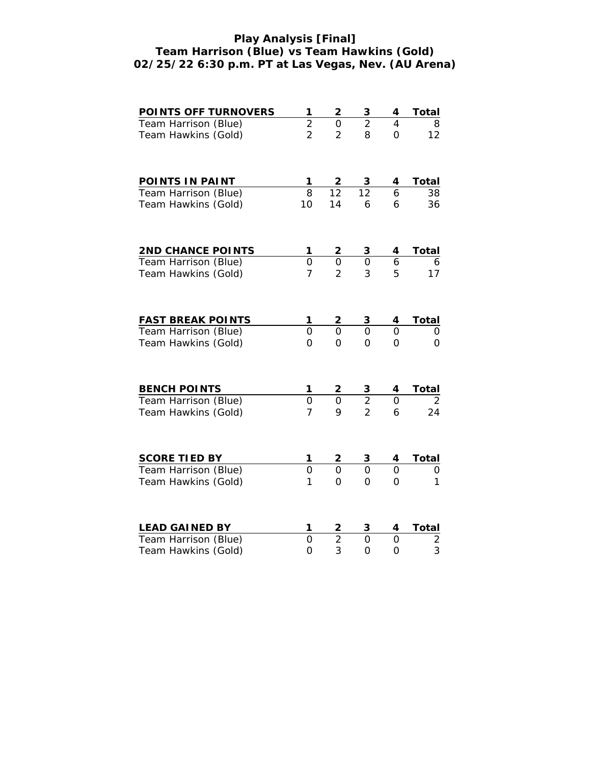# Play Analysis [Final]
## Team Harrison (Blue) vs Team Hawkins (Gold)
## 02/25/22 6:30 p.m. PT at Las Vegas, Nev. (AU Arena)

| POINTS OFF TURNOVERS | 1 | 2 | 3 | 4 | Total |
|---|---|---|---|---|---|
| Team Harrison (Blue) | 2 | 0 | 2 | 4 | 8 |
| Team Hawkins (Gold) | 2 | 2 | 8 | 0 | 12 |

| POINTS IN PAINT | 1 | 2 | 3 | 4 | Total |
|---|---|---|---|---|---|
| Team Harrison (Blue) | 8 | 12 | 12 | 6 | 38 |
| Team Hawkins (Gold) | 10 | 14 | 6 | 6 | 36 |

| 2ND CHANCE POINTS | 1 | 2 | 3 | 4 | Total |
|---|---|---|---|---|---|
| Team Harrison (Blue) | 0 | 0 | 0 | 6 | 6 |
| Team Hawkins (Gold) | 7 | 2 | 3 | 5 | 17 |

| FAST BREAK POINTS | 1 | 2 | 3 | 4 | Total |
|---|---|---|---|---|---|
| Team Harrison (Blue) | 0 | 0 | 0 | 0 | 0 |
| Team Hawkins (Gold) | 0 | 0 | 0 | 0 | 0 |

| BENCH POINTS | 1 | 2 | 3 | 4 | Total |
|---|---|---|---|---|---|
| Team Harrison (Blue) | 0 | 0 | 2 | 0 | 2 |
| Team Hawkins (Gold) | 7 | 9 | 2 | 6 | 24 |

| SCORE TIED BY | 1 | 2 | 3 | 4 | Total |
|---|---|---|---|---|---|
| Team Harrison (Blue) | 0 | 0 | 0 | 0 | 0 |
| Team Hawkins (Gold) | 1 | 0 | 0 | 0 | 1 |

| LEAD GAINED BY | 1 | 2 | 3 | 4 | Total |
|---|---|---|---|---|---|
| Team Harrison (Blue) | 0 | 2 | 0 | 0 | 2 |
| Team Hawkins (Gold) | 0 | 3 | 0 | 0 | 3 |